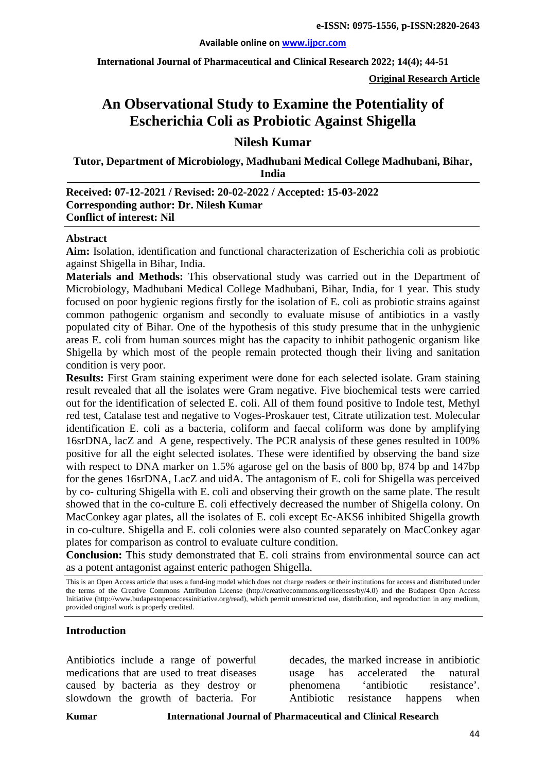**Available online on www.ijpcr.com**

**International Journal of Pharmaceutical and Clinical Research 2022; 14(4); 44-51**

**Original Research Article**

# An Observational Study to Examine the Potentiality of Escherichia Coli as Probiotic Against Shigella

## Nilesh Kumar

**Tutor, Department of Microbiology, Madhubani Medical College Madhubani, Bihar, India**

**Received: 07-12-2021 / Revised: 20-02-2022 / Accepted: 15-03-2022**
**Corresponding author: Dr. Nilesh Kumar**
**Conflict of interest: Nil**

### Abstract

**Aim:** Isolation, identification and functional characterization of Escherichia coli as probiotic against Shigella in Bihar, India.

**Materials and Methods:** This observational study was carried out in the Department of Microbiology, Madhubani Medical College Madhubani, Bihar, India, for 1 year. This study focused on poor hygienic regions firstly for the isolation of E. coli as probiotic strains against common pathogenic organism and secondly to evaluate misuse of antibiotics in a vastly populated city of Bihar. One of the hypothesis of this study presume that in the unhygienic areas E. coli from human sources might has the capacity to inhibit pathogenic organism like Shigella by which most of the people remain protected though their living and sanitation condition is very poor.

**Results:** First Gram staining experiment were done for each selected isolate. Gram staining result revealed that all the isolates were Gram negative. Five biochemical tests were carried out for the identification of selected E. coli. All of them found positive to Indole test, Methyl red test, Catalase test and negative to Voges-Proskauer test, Citrate utilization test. Molecular identification E. coli as a bacteria, coliform and faecal coliform was done by amplifying 16srDNA, lacZ and A gene, respectively. The PCR analysis of these genes resulted in 100% positive for all the eight selected isolates. These were identified by observing the band size with respect to DNA marker on 1.5% agarose gel on the basis of 800 bp, 874 bp and 147bp for the genes 16srDNA, LacZ and uidA. The antagonism of E. coli for Shigella was perceived by co- culturing Shigella with E. coli and observing their growth on the same plate. The result showed that in the co-culture E. coli effectively decreased the number of Shigella colony. On MacConkey agar plates, all the isolates of E. coli except Ec-AKS6 inhibited Shigella growth in co-culture. Shigella and E. coli colonies were also counted separately on MacConkey agar plates for comparison as control to evaluate culture condition.

**Conclusion:** This study demonstrated that E. coli strains from environmental source can act as a potent antagonist against enteric pathogen Shigella.

This is an Open Access article that uses a fund-ing model which does not charge readers or their institutions for access and distributed under the terms of the Creative Commons Attribution License (http://creativecommons.org/licenses/by/4.0) and the Budapest Open Access Initiative (http://www.budapestopenaccessinitiative.org/read), which permit unrestricted use, distribution, and reproduction in any medium, provided original work is properly credited.

### Introduction

Antibiotics include a range of powerful medications that are used to treat diseases caused by bacteria as they destroy or slowdown the growth of bacteria. For decades, the marked increase in antibiotic usage has accelerated the natural phenomena 'antibiotic resistance'. Antibiotic resistance happens when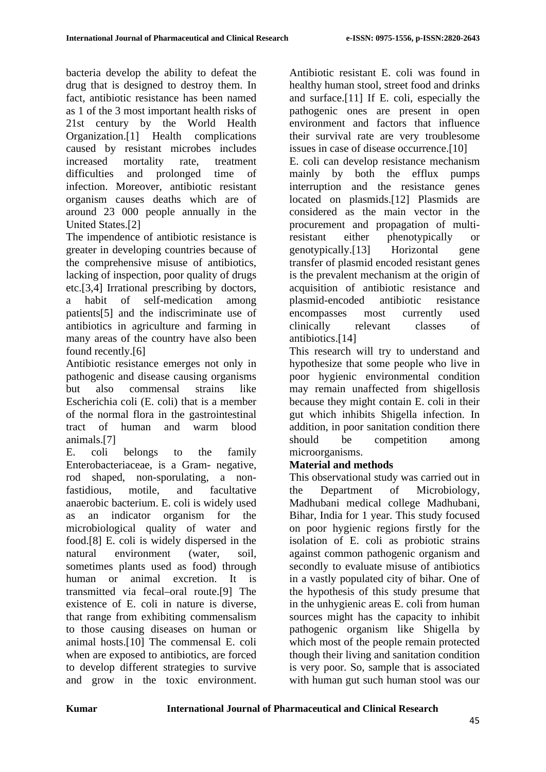bacteria develop the ability to defeat the drug that is designed to destroy them. In fact, antibiotic resistance has been named as 1 of the 3 most important health risks of 21st century by the World Health Organization.[1] Health complications caused by resistant microbes includes increased mortality rate, treatment difficulties and prolonged time of infection. Moreover, antibiotic resistant organism causes deaths which are of around 23 000 people annually in the United States.[2]

The impendence of antibiotic resistance is greater in developing countries because of the comprehensive misuse of antibiotics, lacking of inspection, poor quality of drugs etc.[3,4] Irrational prescribing by doctors, a habit of self-medication among patients[5] and the indiscriminate use of antibiotics in agriculture and farming in many areas of the country have also been found recently.[6]

Antibiotic resistance emerges not only in pathogenic and disease causing organisms but also commensal strains like Escherichia coli (E. coli) that is a member of the normal flora in the gastrointestinal tract of human and warm blood animals.[7]

E. coli belongs to the family Enterobacteriaceae, is a Gram- negative, rod shaped, non-sporulating, a non-fastidious, motile, and facultative anaerobic bacterium. E. coli is widely used as an indicator organism for the microbiological quality of water and food.[8] E. coli is widely dispersed in the natural environment (water, soil, sometimes plants used as food) through human or animal excretion. It is transmitted via fecal–oral route.[9] The existence of E. coli in nature is diverse, that range from exhibiting commensalism to those causing diseases on human or animal hosts.[10] The commensal E. coli when are exposed to antibiotics, are forced to develop different strategies to survive and grow in the toxic environment. Antibiotic resistant E. coli was found in healthy human stool, street food and drinks and surface.[11] If E. coli, especially the pathogenic ones are present in open environment and factors that influence their survival rate are very troublesome issues in case of disease occurrence.[10]

E. coli can develop resistance mechanism mainly by both the efflux pumps interruption and the resistance genes located on plasmids.[12] Plasmids are considered as the main vector in the procurement and propagation of multi-resistant either phenotypically or genotypically.[13] Horizontal gene transfer of plasmid encoded resistant genes is the prevalent mechanism at the origin of acquisition of antibiotic resistance and plasmid-encoded antibiotic resistance encompasses most currently used clinically relevant classes of antibiotics.[14]

This research will try to understand and hypothesize that some people who live in poor hygienic environmental condition may remain unaffected from shigellosis because they might contain E. coli in their gut which inhibits Shigella infection. In addition, in poor sanitation condition there should be competition among microorganisms.

## Material and methods

This observational study was carried out in the Department of Microbiology, Madhubani medical college Madhubani, Bihar, India for 1 year. This study focused on poor hygienic regions firstly for the isolation of E. coli as probiotic strains against common pathogenic organism and secondly to evaluate misuse of antibiotics in a vastly populated city of bihar. One of the hypothesis of this study presume that in the unhygienic areas E. coli from human sources might has the capacity to inhibit pathogenic organism like Shigella by which most of the people remain protected though their living and sanitation condition is very poor. So, sample that is associated with human gut such human stool was our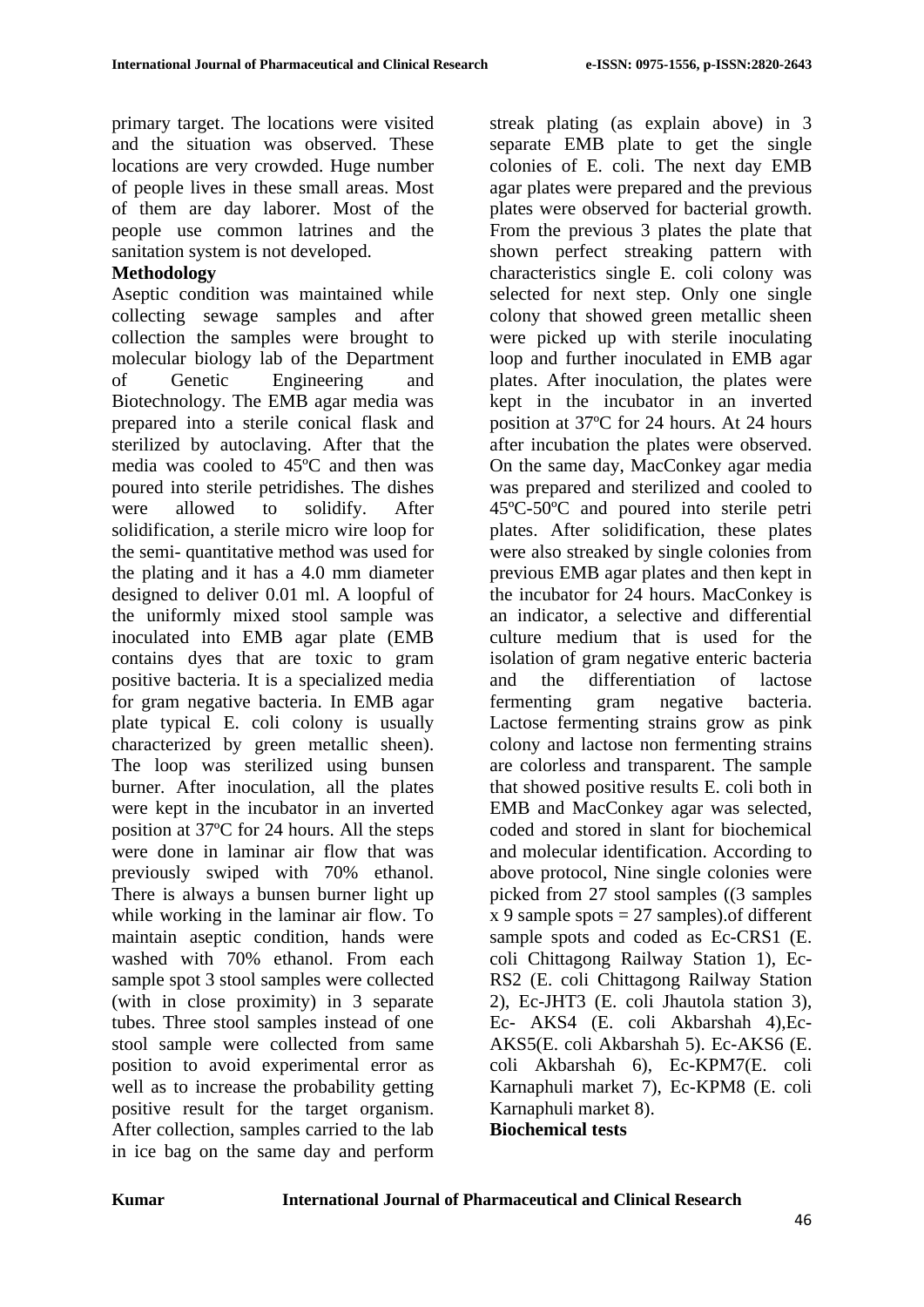primary target. The locations were visited and the situation was observed. These locations are very crowded. Huge number of people lives in these small areas. Most of them are day laborer. Most of the people use common latrines and the sanitation system is not developed.

**Methodology**

Aseptic condition was maintained while collecting sewage samples and after collection the samples were brought to molecular biology lab of the Department of Genetic Engineering and Biotechnology. The EMB agar media was prepared into a sterile conical flask and sterilized by autoclaving. After that the media was cooled to 45ºC and then was poured into sterile petridishes. The dishes were allowed to solidify. After solidification, a sterile micro wire loop for the semi- quantitative method was used for the plating and it has a 4.0 mm diameter designed to deliver 0.01 ml. A loopful of the uniformly mixed stool sample was inoculated into EMB agar plate (EMB contains dyes that are toxic to gram positive bacteria. It is a specialized media for gram negative bacteria. In EMB agar plate typical E. coli colony is usually characterized by green metallic sheen). The loop was sterilized using bunsen burner. After inoculation, all the plates were kept in the incubator in an inverted position at 37ºC for 24 hours. All the steps were done in laminar air flow that was previously swiped with 70% ethanol. There is always a bunsen burner light up while working in the laminar air flow. To maintain aseptic condition, hands were washed with 70% ethanol. From each sample spot 3 stool samples were collected (with in close proximity) in 3 separate tubes. Three stool samples instead of one stool sample were collected from same position to avoid experimental error as well as to increase the probability getting positive result for the target organism. After collection, samples carried to the lab in ice bag on the same day and perform streak plating (as explain above) in 3 separate EMB plate to get the single colonies of E. coli. The next day EMB agar plates were prepared and the previous plates were observed for bacterial growth. From the previous 3 plates the plate that shown perfect streaking pattern with characteristics single E. coli colony was selected for next step. Only one single colony that showed green metallic sheen were picked up with sterile inoculating loop and further inoculated in EMB agar plates. After inoculation, the plates were kept in the incubator in an inverted position at 37ºC for 24 hours. At 24 hours after incubation the plates were observed. On the same day, MacConkey agar media was prepared and sterilized and cooled to 45ºC-50ºC and poured into sterile petri plates. After solidification, these plates were also streaked by single colonies from previous EMB agar plates and then kept in the incubator for 24 hours. MacConkey is an indicator, a selective and differential culture medium that is used for the isolation of gram negative enteric bacteria and the differentiation of lactose fermenting gram negative bacteria. Lactose fermenting strains grow as pink colony and lactose non fermenting strains are colorless and transparent. The sample that showed positive results E. coli both in EMB and MacConkey agar was selected, coded and stored in slant for biochemical and molecular identification. According to above protocol, Nine single colonies were picked from 27 stool samples ((3 samples x 9 sample spots = 27 samples).of different sample spots and coded as Ec-CRS1 (E. coli Chittagong Railway Station 1), Ec-RS2 (E. coli Chittagong Railway Station 2), Ec-JHT3 (E. coli Jhautola station 3), Ec- AKS4 (E. coli Akbarshah 4),Ec-AKS5(E. coli Akbarshah 5). Ec-AKS6 (E. coli Akbarshah 6), Ec-KPM7(E. coli Karnaphuli market 7), Ec-KPM8 (E. coli Karnaphuli market 8).

**Biochemical tests**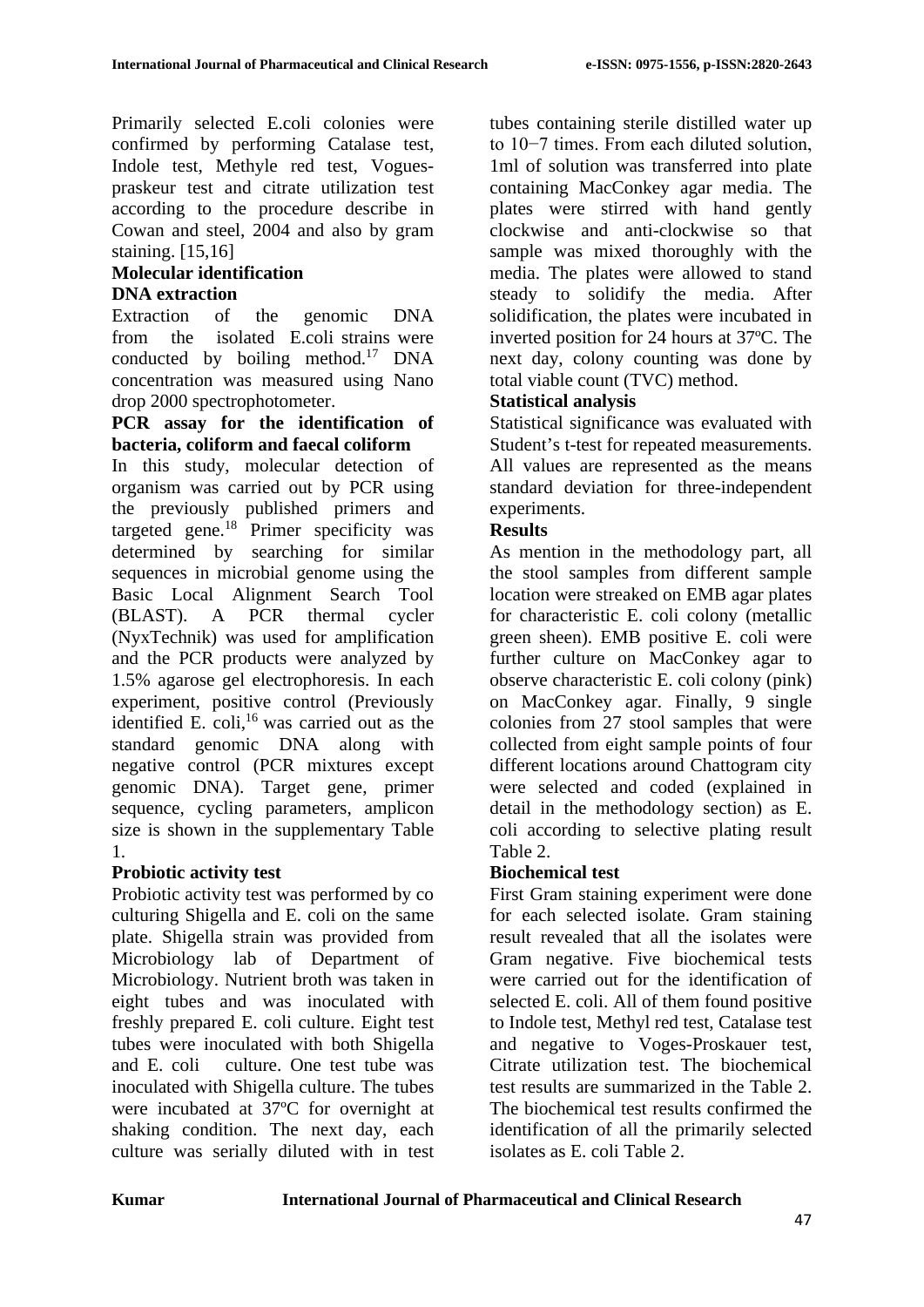Primarily selected E.coli colonies were confirmed by performing Catalase test, Indole test, Methyle red test, Vogues-praskeur test and citrate utilization test according to the procedure describe in Cowan and steel, 2004 and also by gram staining. [15,16]

### Molecular identification

### DNA extraction

Extraction of the genomic DNA from the isolated E.coli strains were conducted by boiling method.[17] DNA concentration was measured using Nano drop 2000 spectrophotometer.

### PCR assay for the identification of bacteria, coliform and faecal coliform

In this study, molecular detection of organism was carried out by PCR using the previously published primers and targeted gene.[18] Primer specificity was determined by searching for similar sequences in microbial genome using the Basic Local Alignment Search Tool (BLAST). A PCR thermal cycler (NyxTechnik) was used for amplification and the PCR products were analyzed by 1.5% agarose gel electrophoresis. In each experiment, positive control (Previously identified E. coli,[16] was carried out as the standard genomic DNA along with negative control (PCR mixtures except genomic DNA). Target gene, primer sequence, cycling parameters, amplicon size is shown in the supplementary Table 1.

### Probiotic activity test

Probiotic activity test was performed by co culturing Shigella and E. coli on the same plate. Shigella strain was provided from Microbiology lab of Department of Microbiology. Nutrient broth was taken in eight tubes and was inoculated with freshly prepared E. coli culture. Eight test tubes were inoculated with both Shigella and E. coli culture. One test tube was inoculated with Shigella culture. The tubes were incubated at 37ºC for overnight at shaking condition. The next day, each culture was serially diluted with in test tubes containing sterile distilled water up to 10−7 times. From each diluted solution, 1ml of solution was transferred into plate containing MacConkey agar media. The plates were stirred with hand gently clockwise and anti-clockwise so that sample was mixed thoroughly with the media. The plates were allowed to stand steady to solidify the media. After solidification, the plates were incubated in inverted position for 24 hours at 37ºC. The next day, colony counting was done by total viable count (TVC) method.

### Statistical analysis

Statistical significance was evaluated with Student's t-test for repeated measurements. All values are represented as the means standard deviation for three-independent experiments.

## Results

As mention in the methodology part, all the stool samples from different sample location were streaked on EMB agar plates for characteristic E. coli colony (metallic green sheen). EMB positive E. coli were further culture on MacConkey agar to observe characteristic E. coli colony (pink) on MacConkey agar. Finally, 9 single colonies from 27 stool samples that were collected from eight sample points of four different locations around Chattogram city were selected and coded (explained in detail in the methodology section) as E. coli according to selective plating result Table 2.

### Biochemical test

First Gram staining experiment were done for each selected isolate. Gram staining result revealed that all the isolates were Gram negative. Five biochemical tests were carried out for the identification of selected E. coli. All of them found positive to Indole test, Methyl red test, Catalase test and negative to Voges-Proskauer test, Citrate utilization test. The biochemical test results are summarized in the Table 2. The biochemical test results confirmed the identification of all the primarily selected isolates as E. coli Table 2.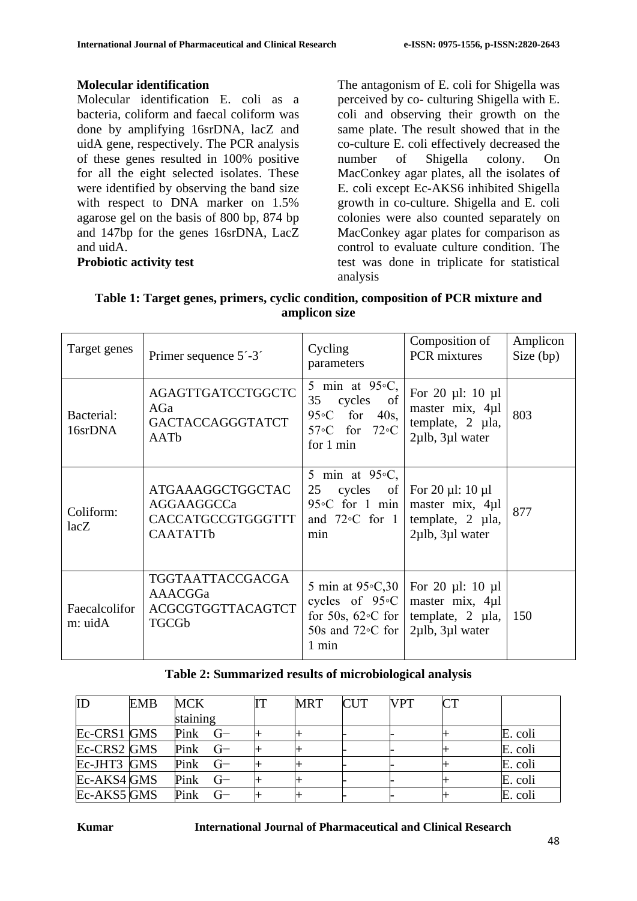**Molecular identification**

Molecular identification E. coli as a bacteria, coliform and faecal coliform was done by amplifying 16srDNA, lacZ and uidA gene, respectively. The PCR analysis of these genes resulted in 100% positive for all the eight selected isolates. These were identified by observing the band size with respect to DNA marker on 1.5% agarose gel on the basis of 800 bp, 874 bp and 147bp for the genes 16srDNA, LacZ and uidA.

**Probiotic activity test**

The antagonism of E. coli for Shigella was perceived by co- culturing Shigella with E. coli and observing their growth on the same plate. The result showed that in the co-culture E. coli effectively decreased the number of Shigella colony. On MacConkey agar plates, all the isolates of E. coli except Ec-AKS6 inhibited Shigella growth in co-culture. Shigella and E. coli colonies were also counted separately on MacConkey agar plates for comparison as control to evaluate culture condition. The test was done in triplicate for statistical analysis

**Table 1: Target genes, primers, cyclic condition, composition of PCR mixture and amplicon size**

| Target genes | Primer sequence 5´-3´ | Cycling parameters | Composition of PCR mixtures | Amplicon Size (bp) |
|---|---|---|---|---|
| Bacterial: 16srDNA | AGAGTTGATCCTGGCTCAGa GACTACCAGGGTATCTAATb | 5 min at 95◦C, 35 cycles of 95◦C for 40s, 57◦C for 72◦C for 1 min | For 20 µl: 10 µl master mix, 4µl template, 2 µla, 2µlb, 3µl water | 803 |
| Coliform: lacZ | ATGAAAGGCTGGCTACAGGAAGGCCa CACCATGCCGTGGGTTTCAATATTb | 5 min at 95◦C, 25 cycles of 95◦C for 1 min and 72◦C for 1 min | For 20 µl: 10 µl master mix, 4µl template, 2 µla, 2µlb, 3µl water | 877 |
| Faecalcoliform: uidA | TGGTAATTACCGACGAAAACGGa ACGCGTGGTTACAGTCTTGCGb | 5 min at 95◦C,30 cycles of 95◦C for 50s, 62◦C for 50s and 72◦C for 1 min | For 20 µl: 10 µl master mix, 4µl template, 2 µla, 2µlb, 3µl water | 150 |

**Table 2: Summarized results of microbiological analysis**

| ID | EMB | MCK staining | IT | MRT | CUT | VPT | CT | |
|---|---|---|---|---|---|---|---|---|
| Ec-CRS1 | GMS | Pink G− | + | + | - | - | + | E. coli |
| Ec-CRS2 | GMS | Pink G− | + | + | - | - | + | E. coli |
| Ec-JHT3 | GMS | Pink G− | + | + | - | - | + | E. coli |
| Ec-AKS4 | GMS | Pink G− | + | + | - | - | + | E. coli |
| Ec-AKS5 | GMS | Pink G− | + | + | - | - | + | E. coli |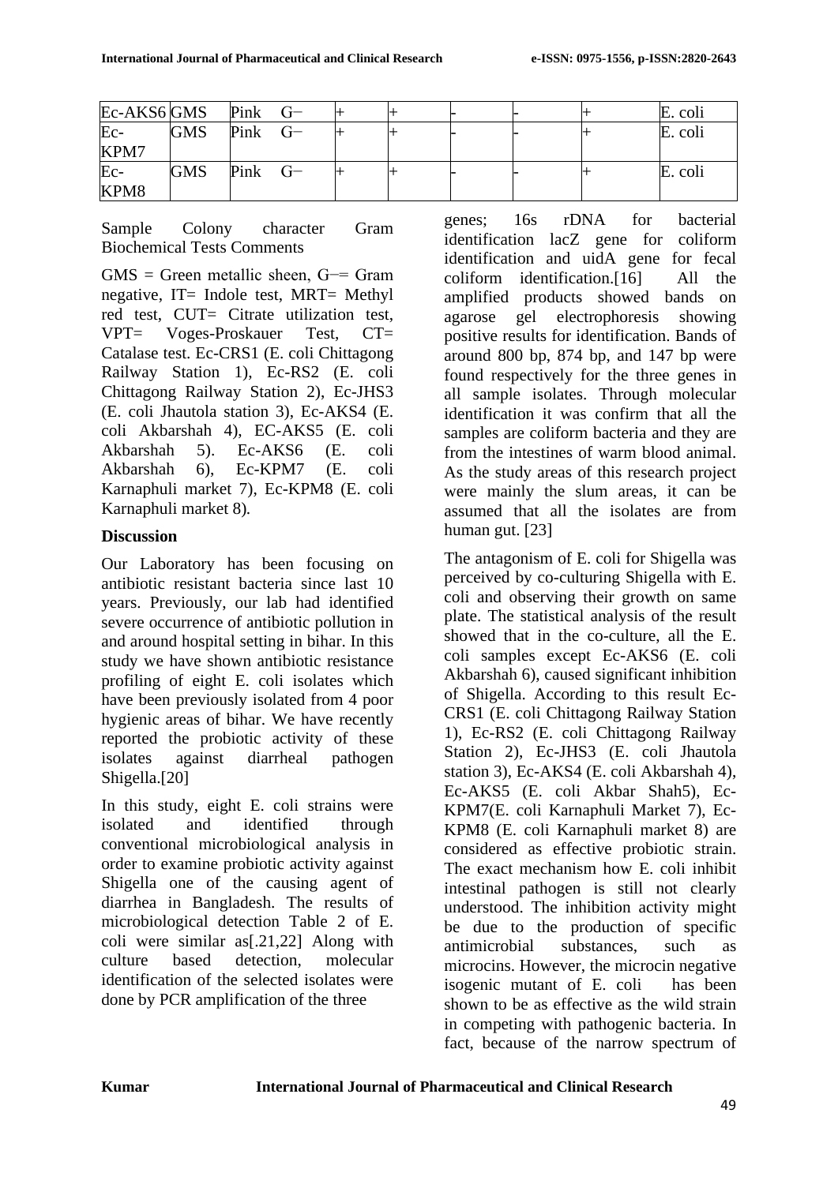| Ec-AKS6 | GMS | Pink | G− | + | + | - | - | + | E. coli |
|---|---|---|---|---|---|---|---|---|---|
| Ec-KPM7 | GMS | Pink | G− | + | + | - | - | + | E. coli |
| Ec-KPM8 | GMS | Pink | G− | + | + | - | - | + | E. coli |

Sample Colony character Gram Biochemical Tests Comments

GMS = Green metallic sheen, G−= Gram negative, IT= Indole test, MRT= Methyl red test, CUT= Citrate utilization test, VPT= Voges-Proskauer Test, CT= Catalase test. Ec-CRS1 (E. coli Chittagong Railway Station 1), Ec-RS2 (E. coli Chittagong Railway Station 2), Ec-JHS3 (E. coli Jhautola station 3), Ec-AKS4 (E. coli Akbarshah 4), EC-AKS5 (E. coli Akbarshah 5). Ec-AKS6 (E. coli Akbarshah 6), Ec-KPM7 (E. coli Karnaphuli market 7), Ec-KPM8 (E. coli Karnaphuli market 8).

## Discussion

Our Laboratory has been focusing on antibiotic resistant bacteria since last 10 years. Previously, our lab had identified severe occurrence of antibiotic pollution in and around hospital setting in bihar. In this study we have shown antibiotic resistance profiling of eight E. coli isolates which have been previously isolated from 4 poor hygienic areas of bihar. We have recently reported the probiotic activity of these isolates against diarrheal pathogen Shigella.[20]

In this study, eight E. coli strains were isolated and identified through conventional microbiological analysis in order to examine probiotic activity against Shigella one of the causing agent of diarrhea in Bangladesh. The results of microbiological detection Table 2 of E. coli were similar as[.21,22] Along with culture based detection, molecular identification of the selected isolates were done by PCR amplification of the three genes; 16s rDNA for bacterial identification lacZ gene for coliform identification and uidA gene for fecal coliform identification.[16] All the amplified products showed bands on agarose gel electrophoresis showing positive results for identification. Bands of around 800 bp, 874 bp, and 147 bp were found respectively for the three genes in all sample isolates. Through molecular identification it was confirm that all the samples are coliform bacteria and they are from the intestines of warm blood animal. As the study areas of this research project were mainly the slum areas, it can be assumed that all the isolates are from human gut. [23]

The antagonism of E. coli for Shigella was perceived by co-culturing Shigella with E. coli and observing their growth on same plate. The statistical analysis of the result showed that in the co-culture, all the E. coli samples except Ec-AKS6 (E. coli Akbarshah 6), caused significant inhibition of Shigella. According to this result Ec-CRS1 (E. coli Chittagong Railway Station 1), Ec-RS2 (E. coli Chittagong Railway Station 2), Ec-JHS3 (E. coli Jhautola station 3), Ec-AKS4 (E. coli Akbarshah 4), Ec-AKS5 (E. coli Akbar Shah5), Ec-KPM7(E. coli Karnaphuli Market 7), Ec-KPM8 (E. coli Karnaphuli market 8) are considered as effective probiotic strain. The exact mechanism how E. coli inhibit intestinal pathogen is still not clearly understood. The inhibition activity might be due to the production of specific antimicrobial substances, such as microcins. However, the microcin negative isogenic mutant of E. coli has been shown to be as effective as the wild strain in competing with pathogenic bacteria. In fact, because of the narrow spectrum of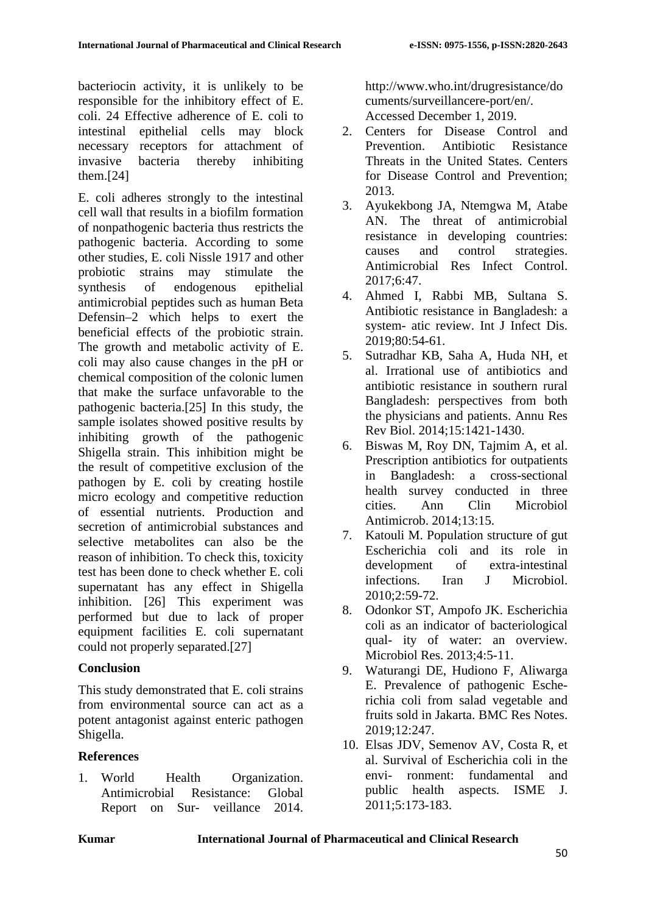bacteriocin activity, it is unlikely to be responsible for the inhibitory effect of E. coli. 24 Effective adherence of E. coli to intestinal epithelial cells may block necessary receptors for attachment of invasive bacteria thereby inhibiting them.[24]

E. coli adheres strongly to the intestinal cell wall that results in a biofilm formation of nonpathogenic bacteria thus restricts the pathogenic bacteria. According to some other studies, E. coli Nissle 1917 and other probiotic strains may stimulate the synthesis of endogenous epithelial antimicrobial peptides such as human Beta Defensin–2 which helps to exert the beneficial effects of the probiotic strain. The growth and metabolic activity of E. coli may also cause changes in the pH or chemical composition of the colonic lumen that make the surface unfavorable to the pathogenic bacteria.[25] In this study, the sample isolates showed positive results by inhibiting growth of the pathogenic Shigella strain. This inhibition might be the result of competitive exclusion of the pathogen by E. coli by creating hostile micro ecology and competitive reduction of essential nutrients. Production and secretion of antimicrobial substances and selective metabolites can also be the reason of inhibition. To check this, toxicity test has been done to check whether E. coli supernatant has any effect in Shigella inhibition. [26] This experiment was performed but due to lack of proper equipment facilities E. coli supernatant could not properly separated.[27]

## Conclusion

This study demonstrated that E. coli strains from environmental source can act as a potent antagonist against enteric pathogen Shigella.

## References

1. World Health Organization. Antimicrobial Resistance: Global Report on Sur- veillance 2014. http://www.who.int/drugresistance/documents/surveillancere-port/en/. Accessed December 1, 2019.
2. Centers for Disease Control and Prevention. Antibiotic Resistance Threats in the United States. Centers for Disease Control and Prevention; 2013.
3. Ayukekbong JA, Ntemgwa M, Atabe AN. The threat of antimicrobial resistance in developing countries: causes and control strategies. Antimicrobial Res Infect Control. 2017;6:47.
4. Ahmed I, Rabbi MB, Sultana S. Antibiotic resistance in Bangladesh: a system- atic review. Int J Infect Dis. 2019;80:54-61.
5. Sutradhar KB, Saha A, Huda NH, et al. Irrational use of antibiotics and antibiotic resistance in southern rural Bangladesh: perspectives from both the physicians and patients. Annu Res Rev Biol. 2014;15:1421-1430.
6. Biswas M, Roy DN, Tajmim A, et al. Prescription antibiotics for outpatients in Bangladesh: a cross-sectional health survey conducted in three cities. Ann Clin Microbiol Antimicrob. 2014;13:15.
7. Katouli M. Population structure of gut Escherichia coli and its role in development of extra-intestinal infections. Iran J Microbiol. 2010;2:59-72.
8. Odonkor ST, Ampofo JK. Escherichia coli as an indicator of bacteriological qual- ity of water: an overview. Microbiol Res. 2013;4:5-11.
9. Waturangi DE, Hudiono F, Aliwarga E. Prevalence of pathogenic Esche- richia coli from salad vegetable and fruits sold in Jakarta. BMC Res Notes. 2019;12:247.
10. Elsas JDV, Semenov AV, Costa R, et al. Survival of Escherichia coli in the envi- ronment: fundamental and public health aspects. ISME J. 2011;5:173-183.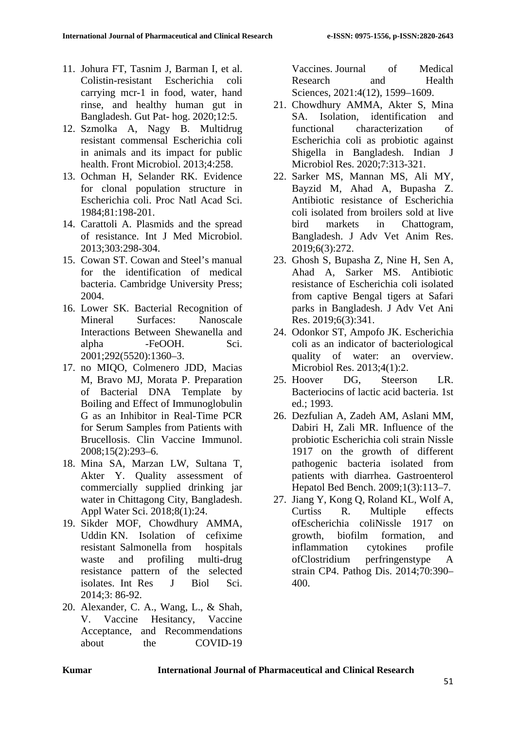11. Johura FT, Tasnim J, Barman I, et al. Colistin-resistant Escherichia coli carrying mcr-1 in food, water, hand rinse, and healthy human gut in Bangladesh. Gut Pat- hog. 2020;12:5.
12. Szmolka A, Nagy B. Multidrug resistant commensal Escherichia coli in animals and its impact for public health. Front Microbiol. 2013;4:258.
13. Ochman H, Selander RK. Evidence for clonal population structure in Escherichia coli. Proc Natl Acad Sci. 1984;81:198-201.
14. Carattoli A. Plasmids and the spread of resistance. Int J Med Microbiol. 2013;303:298-304.
15. Cowan ST. Cowan and Steel's manual for the identification of medical bacteria. Cambridge University Press; 2004.
16. Lower SK. Bacterial Recognition of Mineral Surfaces: Nanoscale Interactions Between Shewanella and alpha -FeOOH. Sci. 2001;292(5520):1360–3.
17. no MIQO, Colmenero JDD, Macias M, Bravo MJ, Morata P. Preparation of Bacterial DNA Template by Boiling and Effect of Immunoglobulin G as an Inhibitor in Real-Time PCR for Serum Samples from Patients with Brucellosis. Clin Vaccine Immunol. 2008;15(2):293–6.
18. Mina SA, Marzan LW, Sultana T, Akter Y. Quality assessment of commercially supplied drinking jar water in Chittagong City, Bangladesh. Appl Water Sci. 2018;8(1):24.
19. Sikder MOF, Chowdhury AMMA, Uddin KN. Isolation of cefixime resistant Salmonella from hospitals waste and profiling multi-drug resistance pattern of the selected isolates. Int Res J Biol Sci. 2014;3: 86-92.
20. Alexander, C. A., Wang, L., & Shah, V. Vaccine Hesitancy, Vaccine Acceptance, and Recommendations about the COVID-19 Vaccines. Journal of Medical Research and Health Sciences, 2021:4(12), 1599–1609.
21. Chowdhury AMMA, Akter S, Mina SA. Isolation, identification and functional characterization of Escherichia coli as probiotic against Shigella in Bangladesh. Indian J Microbiol Res. 2020;7:313-321.
22. Sarker MS, Mannan MS, Ali MY, Bayzid M, Ahad A, Bupasha Z. Antibiotic resistance of Escherichia coli isolated from broilers sold at live bird markets in Chattogram, Bangladesh. J Adv Vet Anim Res. 2019;6(3):272.
23. Ghosh S, Bupasha Z, Nine H, Sen A, Ahad A, Sarker MS. Antibiotic resistance of Escherichia coli isolated from captive Bengal tigers at Safari parks in Bangladesh. J Adv Vet Ani Res. 2019;6(3):341.
24. Odonkor ST, Ampofo JK. Escherichia coli as an indicator of bacteriological quality of water: an overview. Microbiol Res. 2013;4(1):2.
25. Hoover DG, Steerson LR. Bacteriocins of lactic acid bacteria. 1st ed.; 1993.
26. Dezfulian A, Zadeh AM, Aslani MM, Dabiri H, Zali MR. Influence of the probiotic Escherichia coli strain Nissle 1917 on the growth of different pathogenic bacteria isolated from patients with diarrhea. Gastroenterol Hepatol Bed Bench. 2009;1(3):113–7.
27. Jiang Y, Kong Q, Roland KL, Wolf A, Curtiss R. Multiple effects ofEscherichia coliNissle 1917 on growth, biofilm formation, and inflammation cytokines profile ofClostridium perfringenstype A strain CP4. Pathog Dis. 2014;70:390–400.